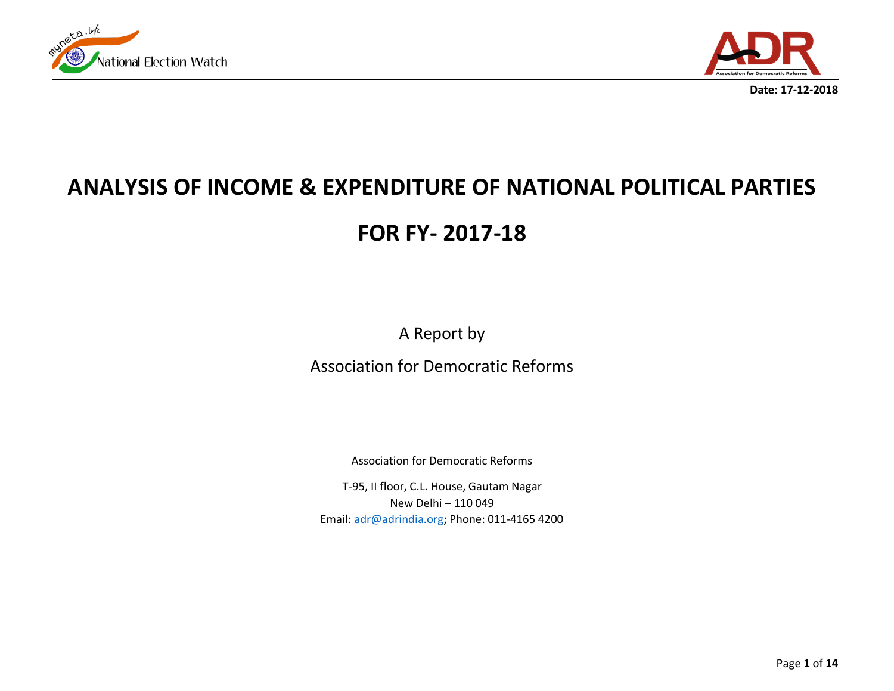**Date: 17-12-2018**

# ANALYSIS OF INCOME & EXPENDITURE OF NATIONAL POLITICAL PARTIES

# FOR FY- 2017-18

A Report by

Association for Democratic Reforms

Association for Democratic Reforms

T-95, II floor, C.L. House, Gautam Nagar
New Delhi – 110 049
Email: adr@adrindia.org; Phone: 011-4165 4200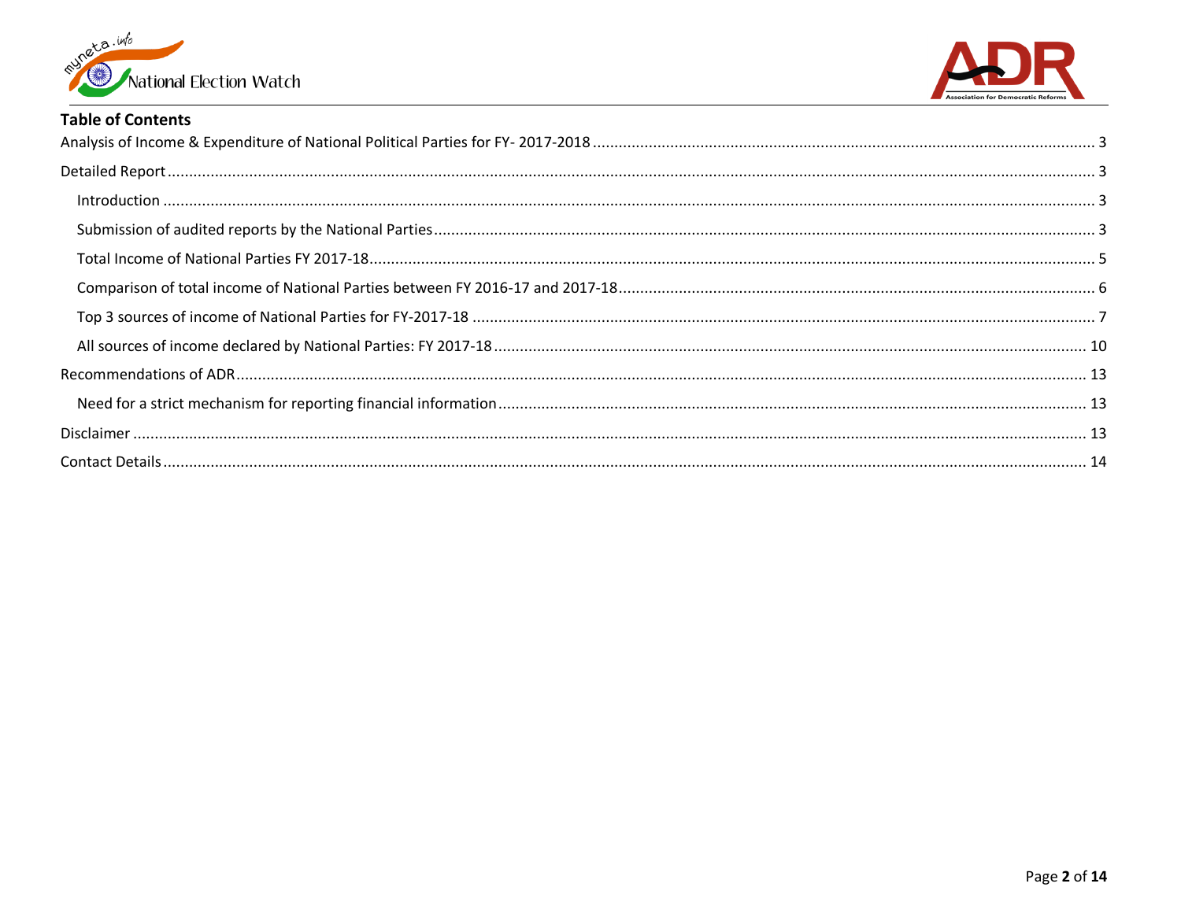## Table of Contents

Analysis of Income & Expenditure of National Political Parties for FY- 2017-2018 .......... 3

Detailed Report .......... 3

- Introduction .......... 3
- Submission of audited reports by the National Parties .......... 3
- Total Income of National Parties FY 2017-18 .......... 5
- Comparison of total income of National Parties between FY 2016-17 and 2017-18 .......... 6
- Top 3 sources of income of National Parties for FY-2017-18 .......... 7
- All sources of income declared by National Parties: FY 2017-18 .......... 10

Recommendations of ADR .......... 13

- Need for a strict mechanism for reporting financial information .......... 13

Disclaimer .......... 13

Contact Details .......... 14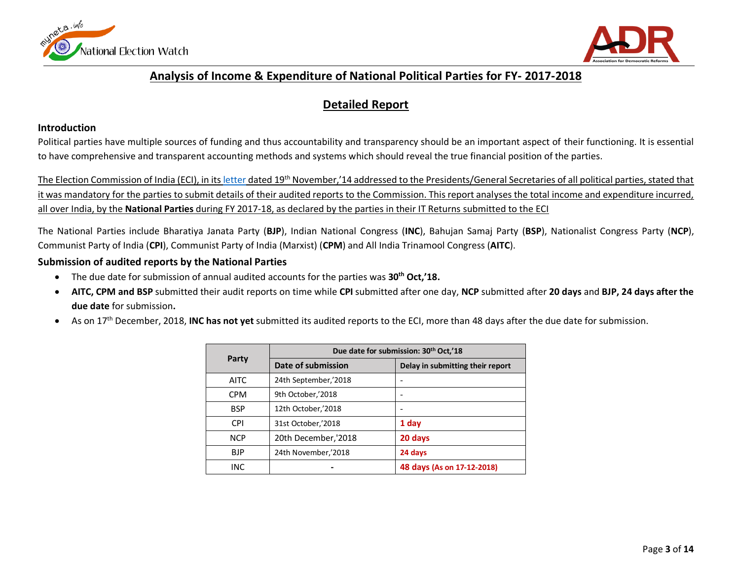# Analysis of Income & Expenditure of National Political Parties for FY- 2017-2018

## Detailed Report

### Introduction

Political parties have multiple sources of funding and thus accountability and transparency should be an important aspect of their functioning. It is essential to have comprehensive and transparent accounting methods and systems which should reveal the true financial position of the parties.

The Election Commission of India (ECI), in its letter dated 19th November,'14 addressed to the Presidents/General Secretaries of all political parties, stated that it was mandatory for the parties to submit details of their audited reports to the Commission. This report analyses the total income and expenditure incurred, all over India, by the **National Parties** during FY 2017-18, as declared by the parties in their IT Returns submitted to the ECI

The National Parties include Bharatiya Janata Party (**BJP**), Indian National Congress (**INC**), Bahujan Samaj Party (**BSP**), Nationalist Congress Party (**NCP**), Communist Party of India (**CPI**), Communist Party of India (Marxist) (**CPM**) and All India Trinamool Congress (**AITC**).

### Submission of audited reports by the National Parties

- The due date for submission of annual audited accounts for the parties was **30th Oct,'18.**
- **AITC, CPM and BSP** submitted their audit reports on time while **CPI** submitted after one day, **NCP** submitted after **20 days** and **BJP, 24 days after the due date** for submission**.**
- As on 17th December, 2018, **INC has not yet** submitted its audited reports to the ECI, more than 48 days after the due date for submission.

| Party | Due date for submission: 30th Oct,'18 | |
|---|---|---|
| | **Date of submission** | **Delay in submitting their report** |
| AITC | 24th September,'2018 | - |
| CPM | 9th October,'2018 | - |
| BSP | 12th October,'2018 | - |
| CPI | 31st October,'2018 | **1 day** |
| NCP | 20th December,'2018 | **20 days** |
| BJP | 24th November,'2018 | **24 days** |
| INC | - | **48 days (As on 17-12-2018)** |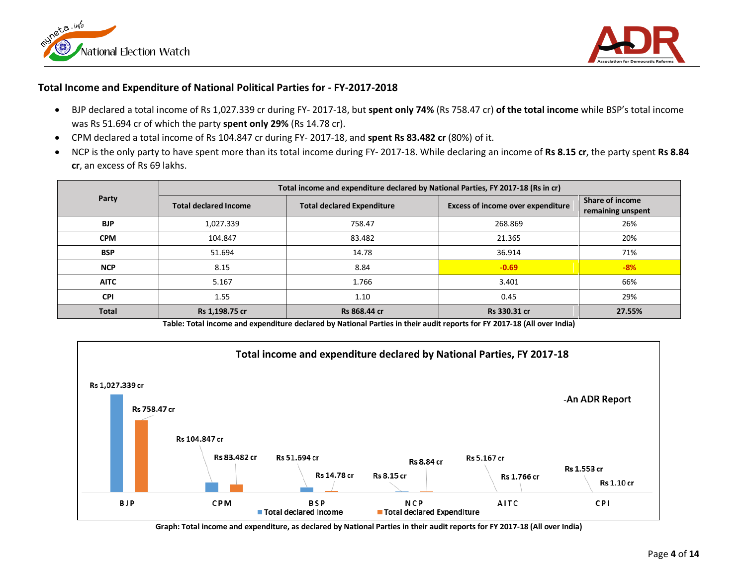### Total Income and Expenditure of National Political Parties for - FY-2017-2018

- BJP declared a total income of Rs 1,027.339 cr during FY- 2017-18, but **spent only 74%** (Rs 758.47 cr) **of the total income** while BSP's total income was Rs 51.694 cr of which the party **spent only 29%** (Rs 14.78 cr).
- CPM declared a total income of Rs 104.847 cr during FY- 2017-18, and **spent Rs 83.482 cr** (80%) of it.
- NCP is the only party to have spent more than its total income during FY- 2017-18. While declaring an income of **Rs 8.15 cr**, the party spent **Rs 8.84 cr**, an excess of Rs 69 lakhs.

| Party | Total income and expenditure declared by National Parties, FY 2017-18 (Rs in cr) | | | |
|---|---|---|---|---|
| | Total declared Income | Total declared Expenditure | Excess of income over expenditure | Share of income remaining unspent |
| **BJP** | 1,027.339 | 758.47 | 268.869 | 26% |
| **CPM** | 104.847 | 83.482 | 21.365 | 20% |
| **BSP** | 51.694 | 14.78 | 36.914 | 71% |
| **NCP** | 8.15 | 8.84 | -0.69 | -8% |
| **AITC** | 5.167 | 1.766 | 3.401 | 66% |
| **CPI** | 1.55 | 1.10 | 0.45 | 29% |
| **Total** | **Rs 1,198.75 cr** | **Rs 868.44 cr** | **Rs 330.31 cr** | **27.55%** |

**Table: Total income and expenditure declared by National Parties in their audit reports for FY 2017-18 (All over India)**

**Total income and expenditure declared by National Parties, FY 2017-18**

-An ADR Report

| Party | Total declared Income | Total declared Expenditure |
|---|---|---|
| BJP | Rs 1,027.339 cr | Rs 758.47 cr |
| CPM | Rs 104.847 cr | Rs 83.482 cr |
| BSP | Rs 51.694 cr | Rs 14.78 cr |
| NCP | Rs 8.15 cr | Rs 8.84 cr |
| AITC | Rs 5.167 cr | Rs 1.766 cr |
| CPI | Rs 1.553 cr | Rs 1.10 cr |

**Graph: Total income and expenditure, as declared by National Parties in their audit reports for FY 2017-18 (All over India)**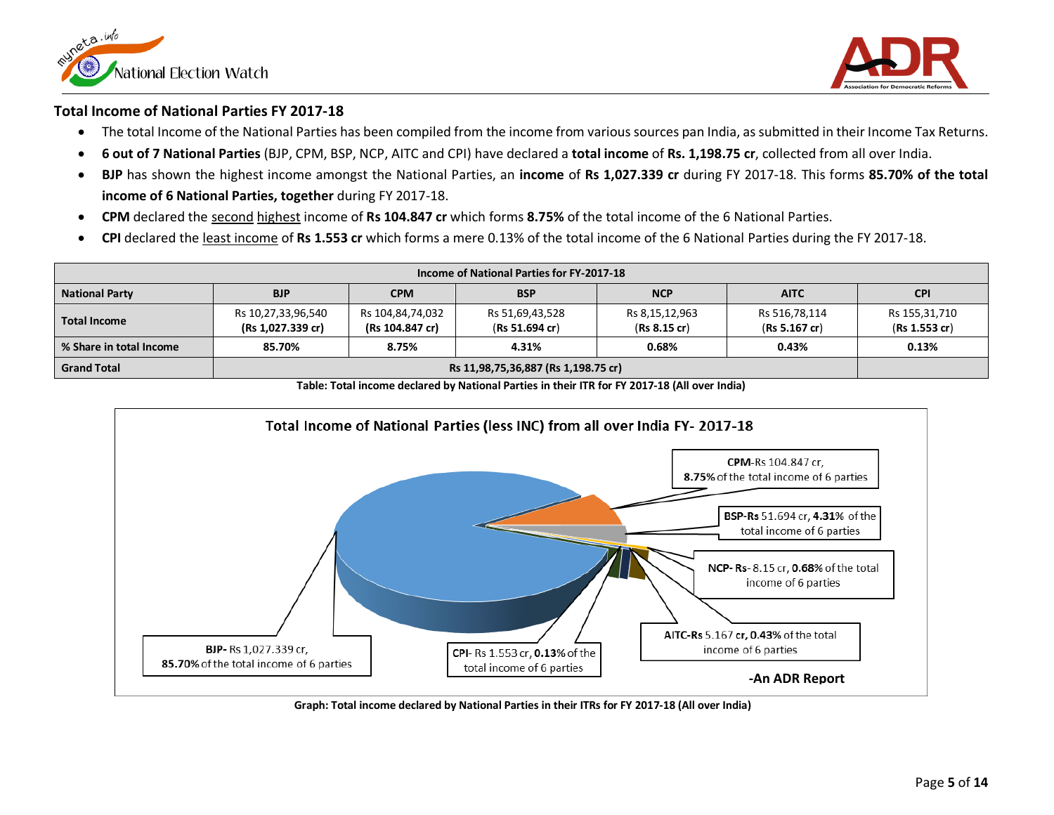## Total Income of National Parties FY 2017-18

- The total Income of the National Parties has been compiled from the income from various sources pan India, as submitted in their Income Tax Returns.
- **6 out of 7 National Parties** (BJP, CPM, BSP, NCP, AITC and CPI) have declared a **total income** of **Rs. 1,198.75 cr**, collected from all over India.
- **BJP** has shown the highest income amongst the National Parties, an **income** of **Rs 1,027.339 cr** during FY 2017-18. This forms **85.70% of the total income of 6 National Parties, together** during FY 2017-18.
- **CPM** declared the second highest income of **Rs 104.847 cr** which forms **8.75%** of the total income of the 6 National Parties.
- **CPI** declared the least income of **Rs 1.553 cr** which forms a mere 0.13% of the total income of the 6 National Parties during the FY 2017-18.

| Income of National Parties for FY-2017-18 | | | | | | |
|---|---|---|---|---|---|---|
| **National Party** | **BJP** | **CPM** | **BSP** | **NCP** | **AITC** | **CPI** |
| **Total Income** | Rs 10,27,33,96,540 **(Rs 1,027.339 cr)** | Rs 104,84,74,032 **(Rs 104.847 cr)** | Rs 51,69,43,528 **(Rs 51.694 cr)** | Rs 8,15,12,963 **(Rs 8.15 cr)** | Rs 516,78,114 **(Rs 5.167 cr)** | Rs 155,31,710 **(Rs 1.553 cr)** |
| **% Share in total Income** | **85.70%** | **8.75%** | **4.31%** | **0.68%** | **0.43%** | **0.13%** |
| **Grand Total** | **Rs 11,98,75,36,887 (Rs 1,198.75 cr)** | | | | | |

**Table: Total income declared by National Parties in their ITR for FY 2017-18 (All over India)**

**Total Income of National Parties (less INC) from all over India FY- 2017-18**

**BJP-** Rs 1,027.339 cr, **85.70%** of the total income of 6 parties

**CPM-** Rs 104.847 cr, **8.75%** of the total income of 6 parties

**BSP-Rs** 51.694 cr, **4.31%** of the total income of 6 parties

**NCP- Rs**- 8.15 cr, **0.68%** of the total income of 6 parties

**AITC-Rs** 5.167 **cr, 0.43%** of the total income of 6 parties

**CPI-** Rs 1.553 cr, **0.13%** of the total income of 6 parties

**-An ADR Report**

**Graph: Total income declared by National Parties in their ITRs for FY 2017-18 (All over India)**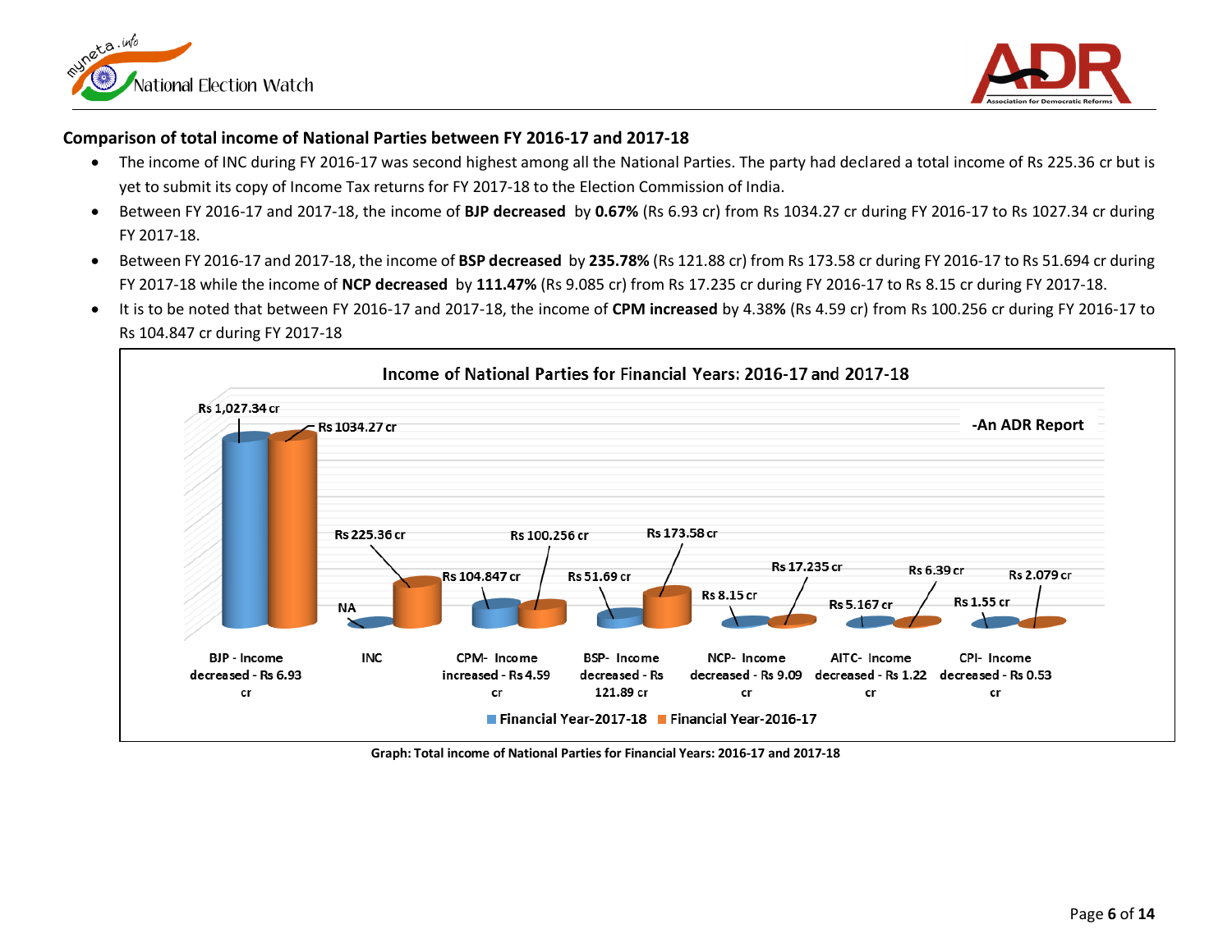## Comparison of total income of National Parties between FY 2016-17 and 2017-18

- The income of INC during FY 2016-17 was second highest among all the National Parties. The party had declared a total income of Rs 225.36 cr but is yet to submit its copy of Income Tax returns for FY 2017-18 to the Election Commission of India.
- Between FY 2016-17 and 2017-18, the income of **BJP decreased** by **0.67%** (Rs 6.93 cr) from Rs 1034.27 cr during FY 2016-17 to Rs 1027.34 cr during FY 2017-18.
- Between FY 2016-17 and 2017-18, the income of **BSP decreased** by **235.78%** (Rs 121.88 cr) from Rs 173.58 cr during FY 2016-17 to Rs 51.694 cr during FY 2017-18 while the income of **NCP decreased** by **111.47%** (Rs 9.085 cr) from Rs 17.235 cr during FY 2016-17 to Rs 8.15 cr during FY 2017-18.
- It is to be noted that between FY 2016-17 and 2017-18, the income of **CPM increased** by 4.38**%** (Rs 4.59 cr) from Rs 100.256 cr during FY 2016-17 to Rs 104.847 cr during FY 2017-18

**Income of National Parties for Financial Years: 2016-17 and 2017-18**

-An ADR Report

| Party | Financial Year-2017-18 | Financial Year-2016-17 |
|---|---|---|
| BJP - Income decreased - Rs 6.93 cr | Rs 1,027.34 cr | Rs 1034.27 cr |
| INC | NA | Rs 225.36 cr |
| CPM- Income increased - Rs 4.59 cr | Rs 104.847 cr | Rs 100.256 cr |
| BSP- Income decreased - Rs 121.89 cr | Rs 51.69 cr | Rs 173.58 cr |
| NCP- Income decreased - Rs 9.09 cr | Rs 8.15 cr | Rs 17.235 cr |
| AITC- Income decreased - Rs 1.22 cr | Rs 5.167 cr | Rs 6.39 cr |
| CPI- Income decreased - Rs 0.53 cr | Rs 1.55 cr | Rs 2.079 cr |

**Graph: Total income of National Parties for Financial Years: 2016-17 and 2017-18**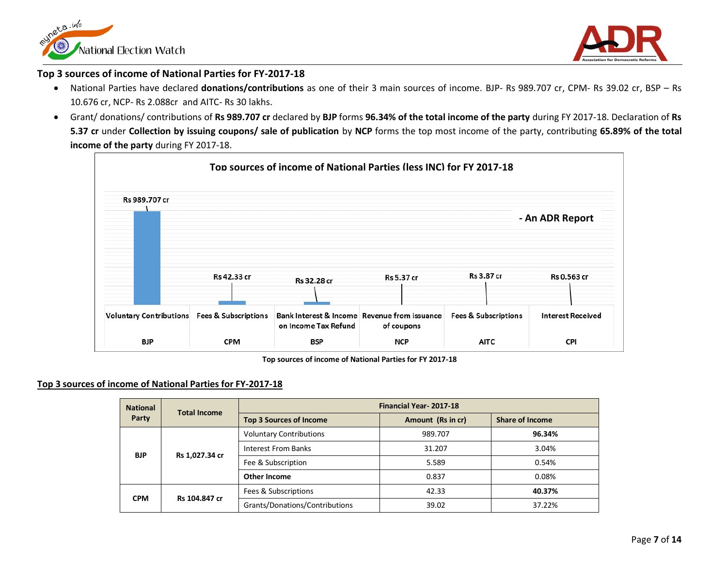### Top 3 sources of income of National Parties for FY-2017-18

- National Parties have declared **donations/contributions** as one of their 3 main sources of income. BJP- Rs 989.707 cr, CPM- Rs 39.02 cr, BSP – Rs 10.676 cr, NCP- Rs 2.088cr and AITC- Rs 30 lakhs.
- Grant/ donations/ contributions of **Rs 989.707 cr** declared by **BJP** forms **96.34% of the total income of the party** during FY 2017-18. Declaration of **Rs 5.37 cr** under **Collection by issuing coupons/ sale of publication** by **NCP** forms the top most income of the party, contributing **65.89% of the total income of the party** during FY 2017-18.

**Top sources of income of National Parties (less INC) for FY 2017-18**

- An ADR Report

| Party | Source | Amount |
|---|---|---|
| BJP | Voluntary Contributions | Rs 989.707 cr |
| CPM | Fees & Subscriptions | Rs 42.33 cr |
| BSP | Bank Interest & Income on Income Tax Refund | Rs 32.28 cr |
| NCP | Revenue from issuance of coupons | Rs 5.37 cr |
| AITC | Fees & Subscriptions | Rs 3.87 cr |
| CPI | Interest Received | Rs 0.563 cr |

**Top sources of income of National Parties for FY 2017-18**

### Top 3 sources of income of National Parties for FY-2017-18

| National Party | Total Income | Financial Year- 2017-18 | | |
|---|---|---|---|---|
| | | **Top 3 Sources of Income** | **Amount (Rs in cr)** | **Share of Income** |
| **BJP** | **Rs 1,027.34 cr** | Voluntary Contributions | 989.707 | **96.34%** |
| | | Interest From Banks | 31.207 | 3.04% |
| | | Fee & Subscription | 5.589 | 0.54% |
| | | **Other Income** | 0.837 | 0.08% |
| **CPM** | **Rs 104.847 cr** | Fees & Subscriptions | 42.33 | **40.37%** |
| | | Grants/Donations/Contributions | 39.02 | 37.22% |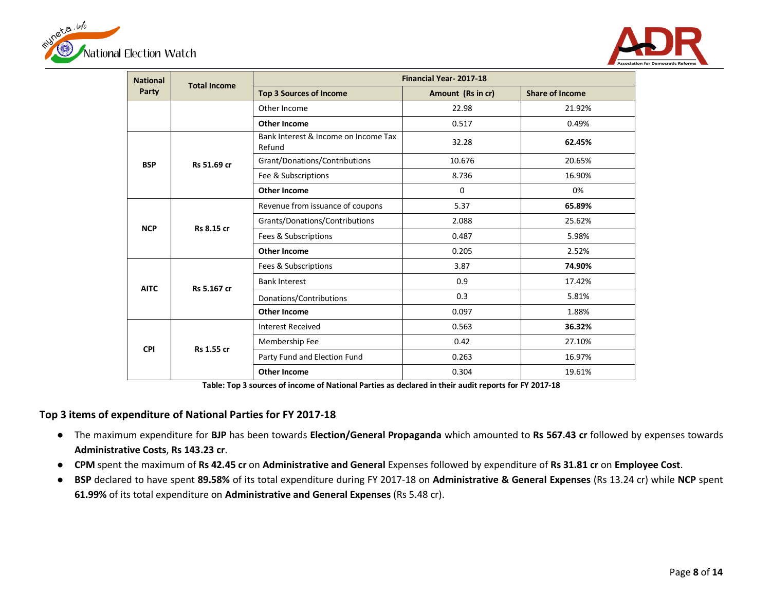| National Party | Total Income | Financial Year- 2017-18 | | |
|---|---|---|---|---|
| | | **Top 3 Sources of Income** | **Amount (Rs in cr)** | **Share of Income** |
| | | Other Income | 22.98 | 21.92% |
| | | **Other Income** | 0.517 | 0.49% |
| **BSP** | **Rs 51.69 cr** | Bank Interest & Income on Income Tax Refund | 32.28 | **62.45%** |
| | | Grant/Donations/Contributions | 10.676 | 20.65% |
| | | Fee & Subscriptions | 8.736 | 16.90% |
| | | **Other Income** | 0 | 0% |
| **NCP** | **Rs 8.15 cr** | Revenue from issuance of coupons | 5.37 | **65.89%** |
| | | Grants/Donations/Contributions | 2.088 | 25.62% |
| | | Fees & Subscriptions | 0.487 | 5.98% |
| | | **Other Income** | 0.205 | 2.52% |
| **AITC** | **Rs 5.167 cr** | Fees & Subscriptions | 3.87 | **74.90%** |
| | | Bank Interest | 0.9 | 17.42% |
| | | Donations/Contributions | 0.3 | 5.81% |
| | | **Other Income** | 0.097 | 1.88% |
| **CPI** | **Rs 1.55 cr** | Interest Received | 0.563 | **36.32%** |
| | | Membership Fee | 0.42 | 27.10% |
| | | Party Fund and Election Fund | 0.263 | 16.97% |
| | | **Other Income** | 0.304 | 19.61% |

**Table: Top 3 sources of income of National Parties as declared in their audit reports for FY 2017-18**

## Top 3 items of expenditure of National Parties for FY 2017-18

- The maximum expenditure for **BJP** has been towards **Election/General Propaganda** which amounted to **Rs 567.43 cr** followed by expenses towards **Administrative Costs**, **Rs 143.23 cr**.
- **CPM** spent the maximum of **Rs 42.45 cr** on **Administrative and General** Expenses followed by expenditure of **Rs 31.81 cr** on **Employee Cost**.
- **BSP** declared to have spent **89.58%** of its total expenditure during FY 2017-18 on **Administrative & General Expenses** (Rs 13.24 cr) while **NCP** spent **61.99%** of its total expenditure on **Administrative and General Expenses** (Rs 5.48 cr).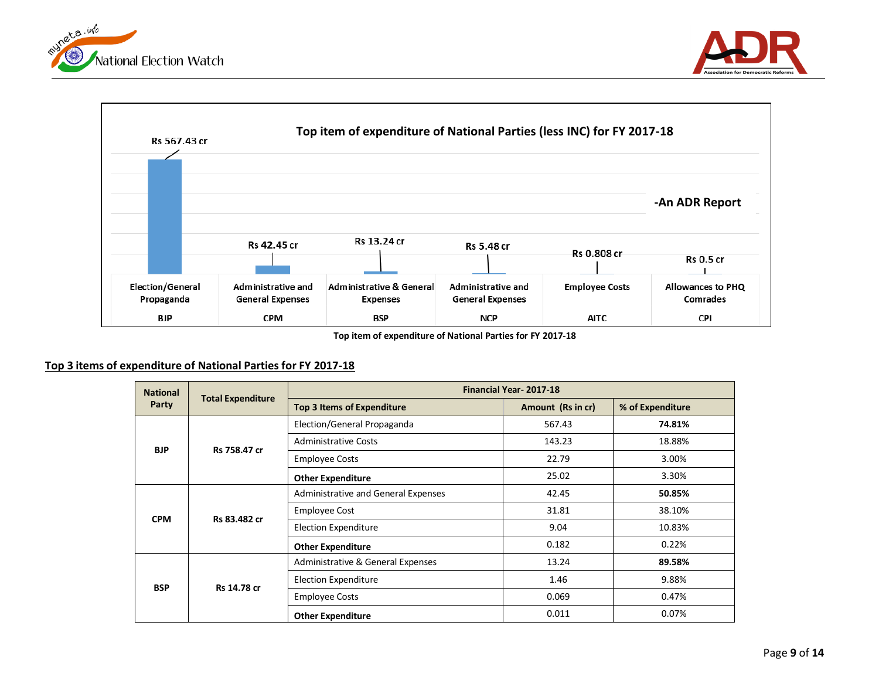**Top item of expenditure of National Parties (less INC) for FY 2017-18**

-An ADR Report

| Party | Top item of expenditure | Amount |
|---|---|---|
| BJP | Election/General Propaganda | Rs 567.43 cr |
| CPM | Administrative and General Expenses | Rs 42.45 cr |
| BSP | Administrative & General Expenses | Rs 13.24 cr |
| NCP | Administrative and General Expenses | Rs 5.48 cr |
| AITC | Employee Costs | Rs 0.808 cr |
| CPI | Allowances to PHQ Comrades | Rs 0.5 cr |

**Top item of expenditure of National Parties for FY 2017-18**

## Top 3 items of expenditure of National Parties for FY 2017-18

| National Party | Total Expenditure | Financial Year- 2017-18 | | |
|---|---|---|---|---|
| | | **Top 3 Items of Expenditure** | **Amount (Rs in cr)** | **% of Expenditure** |
| **BJP** | **Rs 758.47 cr** | Election/General Propaganda | 567.43 | **74.81%** |
| | | Administrative Costs | 143.23 | 18.88% |
| | | Employee Costs | 22.79 | 3.00% |
| | | **Other Expenditure** | 25.02 | 3.30% |
| **CPM** | **Rs 83.482 cr** | Administrative and General Expenses | 42.45 | **50.85%** |
| | | Employee Cost | 31.81 | 38.10% |
| | | Election Expenditure | 9.04 | 10.83% |
| | | **Other Expenditure** | 0.182 | 0.22% |
| **BSP** | **Rs 14.78 cr** | Administrative & General Expenses | 13.24 | **89.58%** |
| | | Election Expenditure | 1.46 | 9.88% |
| | | Employee Costs | 0.069 | 0.47% |
| | | **Other Expenditure** | 0.011 | 0.07% |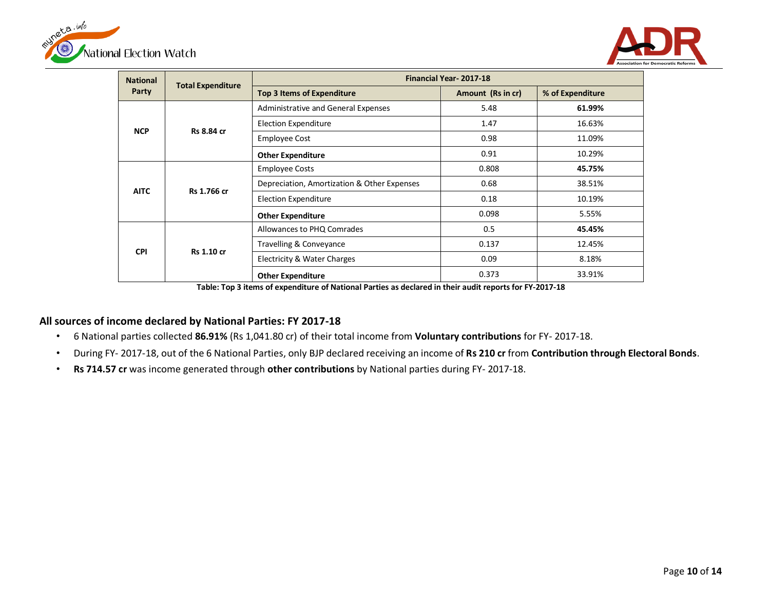| National Party | Total Expenditure | Financial Year- 2017-18 | | |
|---|---|---|---|---|
| | | **Top 3 Items of Expenditure** | **Amount (Rs in cr)** | **% of Expenditure** |
| **NCP** | **Rs 8.84 cr** | Administrative and General Expenses | 5.48 | **61.99%** |
| | | Election Expenditure | 1.47 | 16.63% |
| | | Employee Cost | 0.98 | 11.09% |
| | | **Other Expenditure** | 0.91 | 10.29% |
| **AITC** | **Rs 1.766 cr** | Employee Costs | 0.808 | **45.75%** |
| | | Depreciation, Amortization & Other Expenses | 0.68 | 38.51% |
| | | Election Expenditure | 0.18 | 10.19% |
| | | **Other Expenditure** | 0.098 | 5.55% |
| **CPI** | **Rs 1.10 cr** | Allowances to PHQ Comrades | 0.5 | **45.45%** |
| | | Travelling & Conveyance | 0.137 | 12.45% |
| | | Electricity & Water Charges | 0.09 | 8.18% |
| | | **Other Expenditure** | 0.373 | 33.91% |

**Table: Top 3 items of expenditure of National Parties as declared in their audit reports for FY-2017-18**

## All sources of income declared by National Parties: FY 2017-18

- 6 National parties collected **86.91%** (Rs 1,041.80 cr) of their total income from **Voluntary contributions** for FY- 2017-18.
- During FY- 2017-18, out of the 6 National Parties, only BJP declared receiving an income of **Rs 210 cr** from **Contribution through Electoral Bonds**.
- **Rs 714.57 cr** was income generated through **other contributions** by National parties during FY- 2017-18.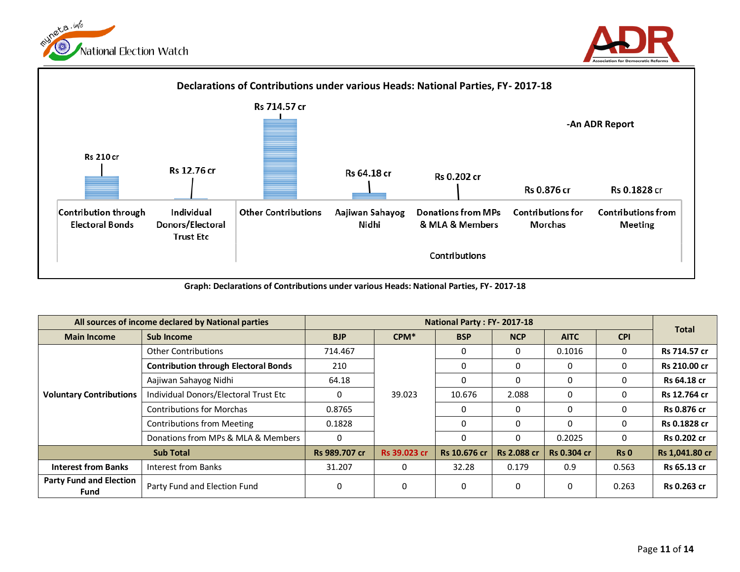**Declarations of Contributions under various Heads: National Parties, FY- 2017-18**

-An ADR Report

| Contribution through Electoral Bonds | Individual Donors/Electoral Trust Etc | Other Contributions | Aajiwan Sahayog Nidhi | Donations from MPs & MLA & Members | Contributions for Morchas | Contributions from Meeting |
|---|---|---|---|---|---|---|
| Rs 210 cr | Rs 12.76 cr | Rs 714.57 cr | Rs 64.18 cr | Rs 0.202 cr | Rs 0.876 cr | Rs 0.1828 cr |

Contributions

**Graph: Declarations of Contributions under various Heads: National Parties, FY- 2017-18**

| All sources of income declared by National parties | | National Party : FY- 2017-18 | | | | | | Total |
|---|---|---|---|---|---|---|---|---|
| **Main Income** | **Sub Income** | **BJP** | **CPM*** | **BSP** | **NCP** | **AITC** | **CPI** | |
| **Voluntary Contributions** | Other Contributions | 714.467 | 39.023 | 0 | 0 | 0.1016 | 0 | **Rs 714.57 cr** |
| | **Contribution through Electoral Bonds** | 210 | | 0 | 0 | 0 | 0 | **Rs 210.00 cr** |
| | Aajiwan Sahayog Nidhi | 64.18 | | 0 | 0 | 0 | 0 | **Rs 64.18 cr** |
| | Individual Donors/Electoral Trust Etc | 0 | | 10.676 | 2.088 | 0 | 0 | **Rs 12.764 cr** |
| | Contributions for Morchas | 0.8765 | | 0 | 0 | 0 | 0 | **Rs 0.876 cr** |
| | Contributions from Meeting | 0.1828 | | 0 | 0 | 0 | 0 | **Rs 0.1828 cr** |
| | Donations from MPs & MLA & Members | 0 | | 0 | 0 | 0.2025 | 0 | **Rs 0.202 cr** |
| **Sub Total** | | **Rs 989.707 cr** | **Rs 39.023 cr** | **Rs 10.676 cr** | **Rs 2.088 cr** | **Rs 0.304 cr** | **Rs 0** | **Rs 1,041.80 cr** |
| **Interest from Banks** | Interest from Banks | 31.207 | 0 | 32.28 | 0.179 | 0.9 | 0.563 | **Rs 65.13 cr** |
| **Party Fund and Election Fund** | Party Fund and Election Fund | 0 | 0 | 0 | 0 | 0 | 0.263 | **Rs 0.263 cr** |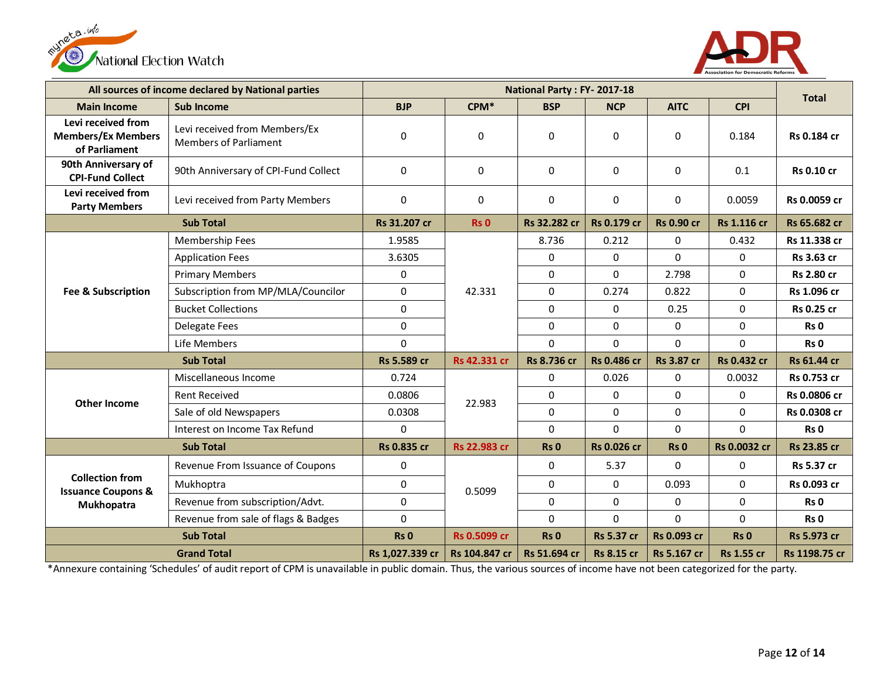| All sources of income declared by National parties | | National Party : FY- 2017-18 | | | | | | Total |
|---|---|---|---|---|---|---|---|---|
| Main Income | Sub Income | BJP | CPM* | BSP | NCP | AITC | CPI | |
| Levi received from Members/Ex Members of Parliament | Levi received from Members/Ex Members of Parliament | 0 | 0 | 0 | 0 | 0 | 0.184 | Rs 0.184 cr |
| 90th Anniversary of CPI-Fund Collect | 90th Anniversary of CPI-Fund Collect | 0 | 0 | 0 | 0 | 0 | 0.1 | Rs 0.10 cr |
| Levi received from Party Members | Levi received from Party Members | 0 | 0 | 0 | 0 | 0 | 0.0059 | Rs 0.0059 cr |
| Sub Total | | Rs 31.207 cr | Rs 0 | Rs 32.282 cr | Rs 0.179 cr | Rs 0.90 cr | Rs 1.116 cr | Rs 65.682 cr |
| Fee & Subscription | Membership Fees | 1.9585 | 42.331 | 8.736 | 0.212 | 0 | 0.432 | Rs 11.338 cr |
| | Application Fees | 3.6305 | | 0 | 0 | 0 | 0 | Rs 3.63 cr |
| | Primary Members | 0 | | 0 | 0 | 2.798 | 0 | Rs 2.80 cr |
| | Subscription from MP/MLA/Councilor | 0 | | 0 | 0.274 | 0.822 | 0 | Rs 1.096 cr |
| | Bucket Collections | 0 | | 0 | 0 | 0.25 | 0 | Rs 0.25 cr |
| | Delegate Fees | 0 | | 0 | 0 | 0 | 0 | Rs 0 |
| | Life Members | 0 | | 0 | 0 | 0 | 0 | Rs 0 |
| Sub Total | | Rs 5.589 cr | Rs 42.331 cr | Rs 8.736 cr | Rs 0.486 cr | Rs 3.87 cr | Rs 0.432 cr | Rs 61.44 cr |
| Other Income | Miscellaneous Income | 0.724 | 22.983 | 0 | 0.026 | 0 | 0.0032 | Rs 0.753 cr |
| | Rent Received | 0.0806 | | 0 | 0 | 0 | 0 | Rs 0.0806 cr |
| | Sale of old Newspapers | 0.0308 | | 0 | 0 | 0 | 0 | Rs 0.0308 cr |
| | Interest on Income Tax Refund | 0 | | 0 | 0 | 0 | 0 | Rs 0 |
| Sub Total | | Rs 0.835 cr | Rs 22.983 cr | Rs 0 | Rs 0.026 cr | Rs 0 | Rs 0.0032 cr | Rs 23.85 cr |
| Collection from Issuance Coupons & Mukhopatra | Revenue From Issuance of Coupons | 0 | 0.5099 | 0 | 5.37 | 0 | 0 | Rs 5.37 cr |
| | Mukhoptra | 0 | | 0 | 0 | 0.093 | 0 | Rs 0.093 cr |
| | Revenue from subscription/Advt. | 0 | | 0 | 0 | 0 | 0 | Rs 0 |
| | Revenue from sale of flags & Badges | 0 | | 0 | 0 | 0 | 0 | Rs 0 |
| Sub Total | | Rs 0 | Rs 0.5099 cr | Rs 0 | Rs 5.37 cr | Rs 0.093 cr | Rs 0 | Rs 5.973 cr |
| Grand Total | | Rs 1,027.339 cr | Rs 104.847 cr | Rs 51.694 cr | Rs 8.15 cr | Rs 5.167 cr | Rs 1.55 cr | Rs 1198.75 cr |

*Annexure containing 'Schedules' of audit report of CPM is unavailable in public domain. Thus, the various sources of income have not been categorized for the party.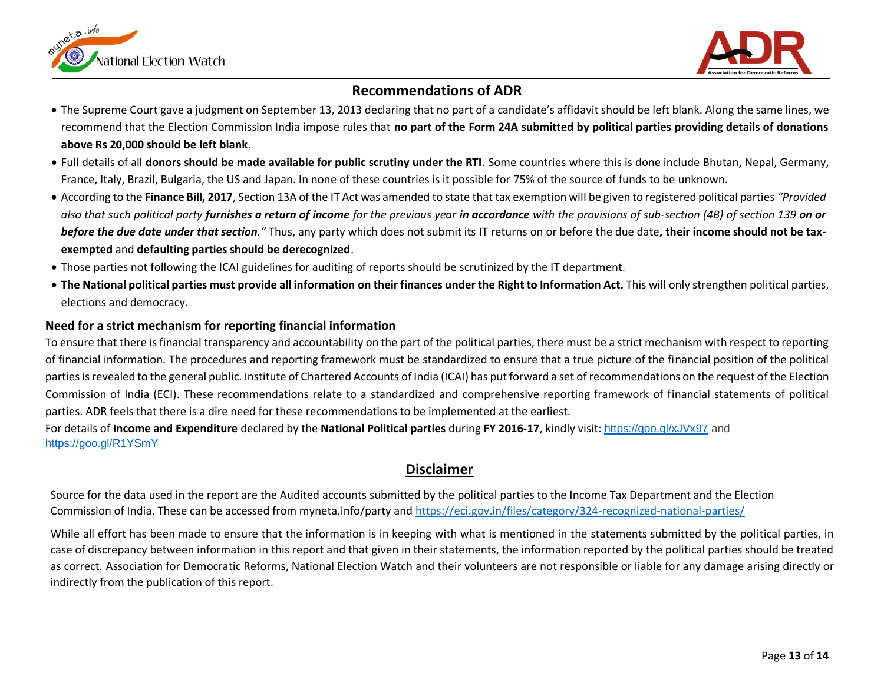## Recommendations of ADR

- The Supreme Court gave a judgment on September 13, 2013 declaring that no part of a candidate's affidavit should be left blank. Along the same lines, we recommend that the Election Commission India impose rules that **no part of the Form 24A submitted by political parties providing details of donations above Rs 20,000 should be left blank**.
- Full details of all **donors should be made available for public scrutiny under the RTI**. Some countries where this is done include Bhutan, Nepal, Germany, France, Italy, Brazil, Bulgaria, the US and Japan. In none of these countries is it possible for 75% of the source of funds to be unknown.
- According to the **Finance Bill, 2017**, Section 13A of the IT Act was amended to state that tax exemption will be given to registered political parties *"Provided also that such political party* ***furnishes a return of income*** *for the previous year* ***in accordance*** *with the provisions of sub-section (4B) of section 139* ***on or before the due date under that section."*** Thus, any party which does not submit its IT returns on or before the due date**, their income should not be tax-exempted** and **defaulting parties should be derecognized**.
- Those parties not following the ICAI guidelines for auditing of reports should be scrutinized by the IT department.
- **The National political parties must provide all information on their finances under the Right to Information Act.** This will only strengthen political parties, elections and democracy.

### Need for a strict mechanism for reporting financial information

To ensure that there is financial transparency and accountability on the part of the political parties, there must be a strict mechanism with respect to reporting of financial information. The procedures and reporting framework must be standardized to ensure that a true picture of the financial position of the political parties is revealed to the general public. Institute of Chartered Accounts of India (ICAI) has put forward a set of recommendations on the request of the Election Commission of India (ECI). These recommendations relate to a standardized and comprehensive reporting framework of financial statements of political parties. ADR feels that there is a dire need for these recommendations to be implemented at the earliest.

For details of **Income and Expenditure** declared by the **National Political parties** during **FY 2016-17**, kindly visit: https://goo.gl/xJVx97 and https://goo.gl/R1YSmY

## Disclaimer

Source for the data used in the report are the Audited accounts submitted by the political parties to the Income Tax Department and the Election Commission of India. These can be accessed from myneta.info/party and https://eci.gov.in/files/category/324-recognized-national-parties/

While all effort has been made to ensure that the information is in keeping with what is mentioned in the statements submitted by the political parties, in case of discrepancy between information in this report and that given in their statements, the information reported by the political parties should be treated as correct. Association for Democratic Reforms, National Election Watch and their volunteers are not responsible or liable for any damage arising directly or indirectly from the publication of this report.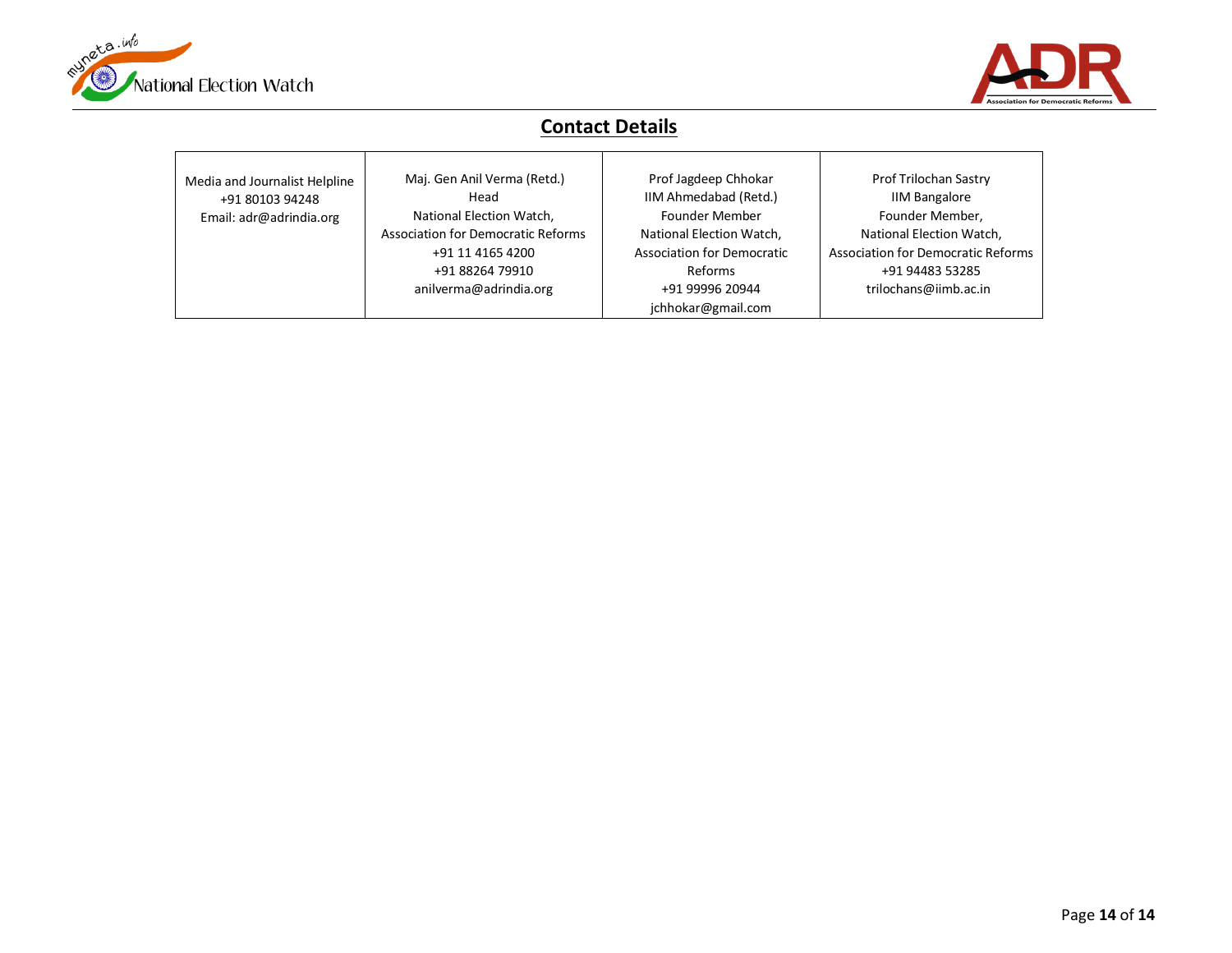## Contact Details

| | | | |
|---|---|---|---|
| Media and Journalist Helpline<br>+91 80103 94248<br>Email: adr@adrindia.org | Maj. Gen Anil Verma (Retd.)<br>Head<br>National Election Watch,<br>Association for Democratic Reforms<br>+91 11 4165 4200<br>+91 88264 79910<br>anilverma@adrindia.org | Prof Jagdeep Chhokar<br>IIM Ahmedabad (Retd.)<br>Founder Member<br>National Election Watch,<br>Association for Democratic Reforms<br>+91 99996 20944<br>jchhokar@gmail.com | Prof Trilochan Sastry<br>IIM Bangalore<br>Founder Member,<br>National Election Watch,<br>Association for Democratic Reforms<br>+91 94483 53285<br>trilochans@iimb.ac.in |